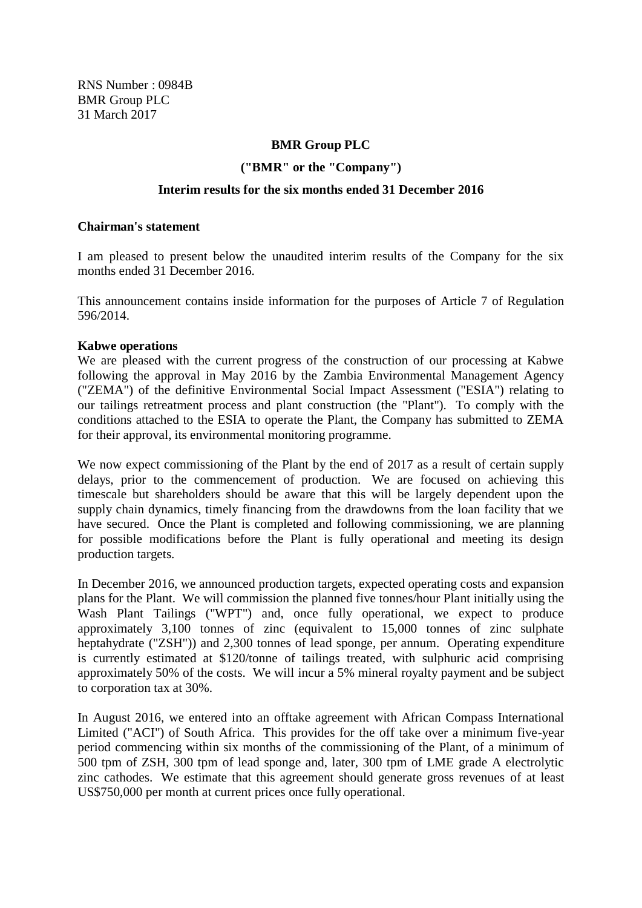RNS Number : 0984B
BMR Group PLC
31 March 2017

**BMR Group PLC**

**("BMR" or the "Company")**

**Interim results for the six months ended 31 December 2016**

**Chairman's statement**

I am pleased to present below the unaudited interim results of the Company for the six months ended 31 December 2016.

This announcement contains inside information for the purposes of Article 7 of Regulation 596/2014.

**Kabwe operations**

We are pleased with the current progress of the construction of our processing at Kabwe following the approval in May 2016 by the Zambia Environmental Management Agency ("ZEMA") of the definitive Environmental Social Impact Assessment ("ESIA") relating to our tailings retreatment process and plant construction (the "Plant"). To comply with the conditions attached to the ESIA to operate the Plant, the Company has submitted to ZEMA for their approval, its environmental monitoring programme.

We now expect commissioning of the Plant by the end of 2017 as a result of certain supply delays, prior to the commencement of production. We are focused on achieving this timescale but shareholders should be aware that this will be largely dependent upon the supply chain dynamics, timely financing from the drawdowns from the loan facility that we have secured. Once the Plant is completed and following commissioning, we are planning for possible modifications before the Plant is fully operational and meeting its design production targets.

In December 2016, we announced production targets, expected operating costs and expansion plans for the Plant. We will commission the planned five tonnes/hour Plant initially using the Wash Plant Tailings ("WPT") and, once fully operational, we expect to produce approximately 3,100 tonnes of zinc (equivalent to 15,000 tonnes of zinc sulphate heptahydrate ("ZSH")) and 2,300 tonnes of lead sponge, per annum. Operating expenditure is currently estimated at $120/tonne of tailings treated, with sulphuric acid comprising approximately 50% of the costs. We will incur a 5% mineral royalty payment and be subject to corporation tax at 30%.

In August 2016, we entered into an offtake agreement with African Compass International Limited ("ACI") of South Africa. This provides for the off take over a minimum five-year period commencing within six months of the commissioning of the Plant, of a minimum of 500 tpm of ZSH, 300 tpm of lead sponge and, later, 300 tpm of LME grade A electrolytic zinc cathodes. We estimate that this agreement should generate gross revenues of at least US$750,000 per month at current prices once fully operational.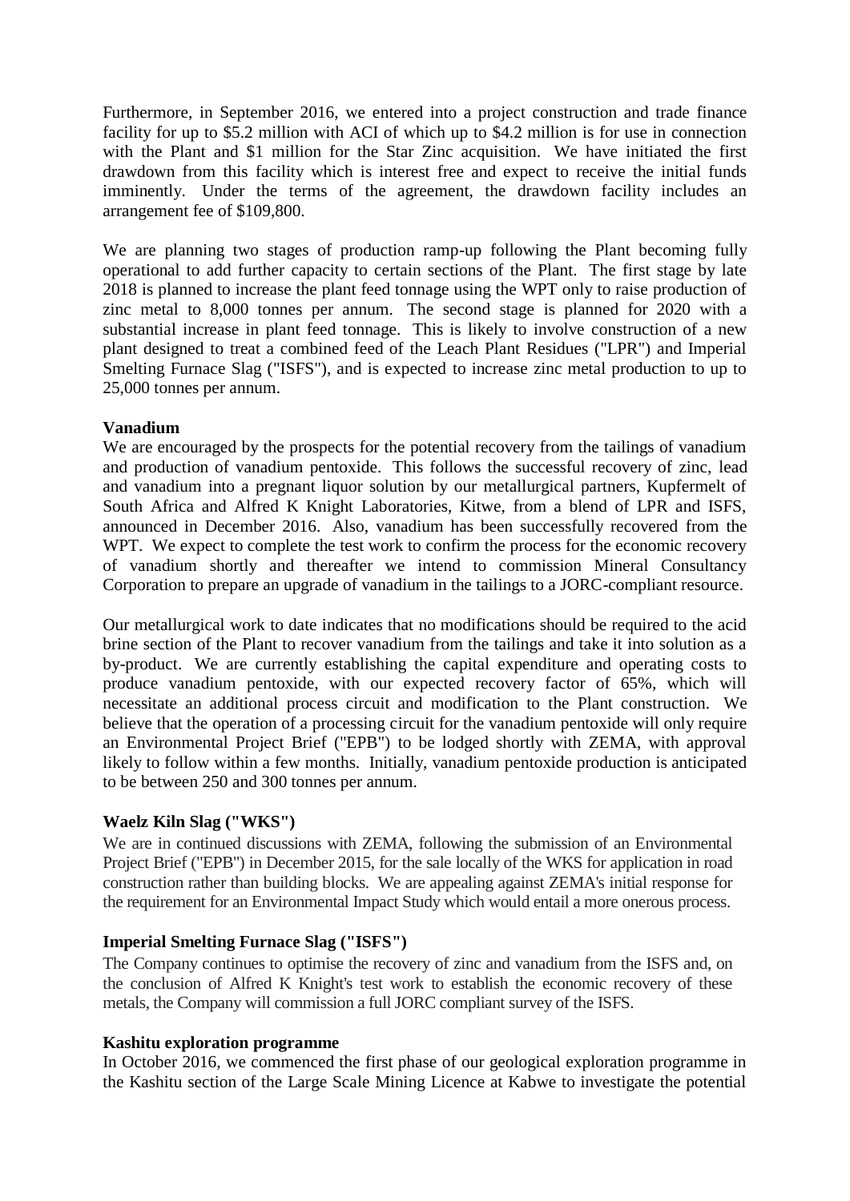Furthermore, in September 2016, we entered into a project construction and trade finance facility for up to $5.2 million with ACI of which up to $4.2 million is for use in connection with the Plant and $1 million for the Star Zinc acquisition. We have initiated the first drawdown from this facility which is interest free and expect to receive the initial funds imminently. Under the terms of the agreement, the drawdown facility includes an arrangement fee of $109,800.

We are planning two stages of production ramp-up following the Plant becoming fully operational to add further capacity to certain sections of the Plant. The first stage by late 2018 is planned to increase the plant feed tonnage using the WPT only to raise production of zinc metal to 8,000 tonnes per annum. The second stage is planned for 2020 with a substantial increase in plant feed tonnage. This is likely to involve construction of a new plant designed to treat a combined feed of the Leach Plant Residues ("LPR") and Imperial Smelting Furnace Slag ("ISFS"), and is expected to increase zinc metal production to up to 25,000 tonnes per annum.

**Vanadium**

We are encouraged by the prospects for the potential recovery from the tailings of vanadium and production of vanadium pentoxide. This follows the successful recovery of zinc, lead and vanadium into a pregnant liquor solution by our metallurgical partners, Kupfermelt of South Africa and Alfred K Knight Laboratories, Kitwe, from a blend of LPR and ISFS, announced in December 2016. Also, vanadium has been successfully recovered from the WPT. We expect to complete the test work to confirm the process for the economic recovery of vanadium shortly and thereafter we intend to commission Mineral Consultancy Corporation to prepare an upgrade of vanadium in the tailings to a JORC-compliant resource.

Our metallurgical work to date indicates that no modifications should be required to the acid brine section of the Plant to recover vanadium from the tailings and take it into solution as a by-product. We are currently establishing the capital expenditure and operating costs to produce vanadium pentoxide, with our expected recovery factor of 65%, which will necessitate an additional process circuit and modification to the Plant construction. We believe that the operation of a processing circuit for the vanadium pentoxide will only require an Environmental Project Brief ("EPB") to be lodged shortly with ZEMA, with approval likely to follow within a few months. Initially, vanadium pentoxide production is anticipated to be between 250 and 300 tonnes per annum.

**Waelz Kiln Slag ("WKS")**

We are in continued discussions with ZEMA, following the submission of an Environmental Project Brief ("EPB") in December 2015, for the sale locally of the WKS for application in road construction rather than building blocks. We are appealing against ZEMA's initial response for the requirement for an Environmental Impact Study which would entail a more onerous process.

**Imperial Smelting Furnace Slag ("ISFS")**

The Company continues to optimise the recovery of zinc and vanadium from the ISFS and, on the conclusion of Alfred K Knight's test work to establish the economic recovery of these metals, the Company will commission a full JORC compliant survey of the ISFS.

**Kashitu exploration programme**

In October 2016, we commenced the first phase of our geological exploration programme in the Kashitu section of the Large Scale Mining Licence at Kabwe to investigate the potential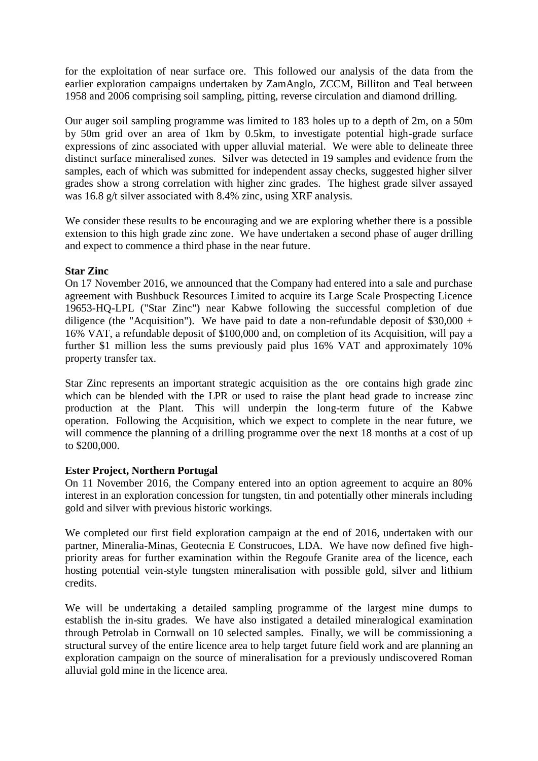for the exploitation of near surface ore. This followed our analysis of the data from the earlier exploration campaigns undertaken by ZamAnglo, ZCCM, Billiton and Teal between 1958 and 2006 comprising soil sampling, pitting, reverse circulation and diamond drilling.

Our auger soil sampling programme was limited to 183 holes up to a depth of 2m, on a 50m by 50m grid over an area of 1km by 0.5km, to investigate potential high-grade surface expressions of zinc associated with upper alluvial material. We were able to delineate three distinct surface mineralised zones. Silver was detected in 19 samples and evidence from the samples, each of which was submitted for independent assay checks, suggested higher silver grades show a strong correlation with higher zinc grades. The highest grade silver assayed was 16.8 g/t silver associated with 8.4% zinc, using XRF analysis.

We consider these results to be encouraging and we are exploring whether there is a possible extension to this high grade zinc zone. We have undertaken a second phase of auger drilling and expect to commence a third phase in the near future.

**Star Zinc**

On 17 November 2016, we announced that the Company had entered into a sale and purchase agreement with Bushbuck Resources Limited to acquire its Large Scale Prospecting Licence 19653-HQ-LPL ("Star Zinc") near Kabwe following the successful completion of due diligence (the "Acquisition"). We have paid to date a non-refundable deposit of $30,000 + 16% VAT, a refundable deposit of $100,000 and, on completion of its Acquisition, will pay a further $1 million less the sums previously paid plus 16% VAT and approximately 10% property transfer tax.

Star Zinc represents an important strategic acquisition as the ore contains high grade zinc which can be blended with the LPR or used to raise the plant head grade to increase zinc production at the Plant. This will underpin the long-term future of the Kabwe operation. Following the Acquisition, which we expect to complete in the near future, we will commence the planning of a drilling programme over the next 18 months at a cost of up to $200,000.

**Ester Project, Northern Portugal**

On 11 November 2016, the Company entered into an option agreement to acquire an 80% interest in an exploration concession for tungsten, tin and potentially other minerals including gold and silver with previous historic workings.

We completed our first field exploration campaign at the end of 2016, undertaken with our partner, Mineralia-Minas, Geotecnia E Construcoes, LDA. We have now defined five high-priority areas for further examination within the Regoufe Granite area of the licence, each hosting potential vein-style tungsten mineralisation with possible gold, silver and lithium credits.

We will be undertaking a detailed sampling programme of the largest mine dumps to establish the in-situ grades. We have also instigated a detailed mineralogical examination through Petrolab in Cornwall on 10 selected samples. Finally, we will be commissioning a structural survey of the entire licence area to help target future field work and are planning an exploration campaign on the source of mineralisation for a previously undiscovered Roman alluvial gold mine in the licence area.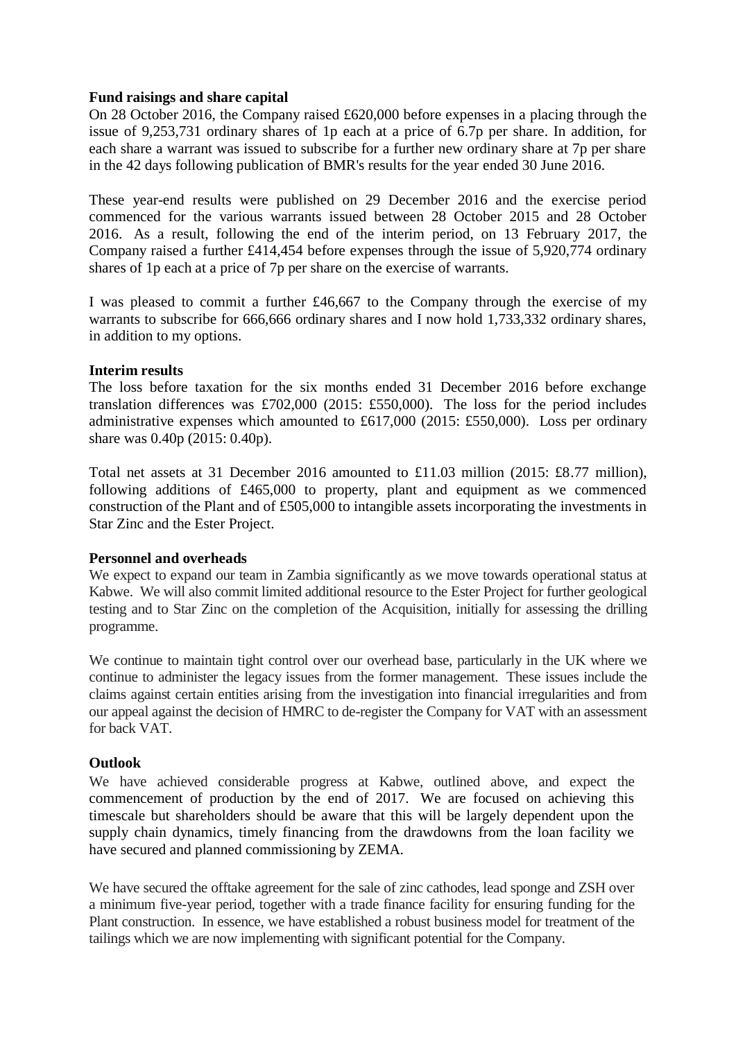**Fund raisings and share capital**

On 28 October 2016, the Company raised £620,000 before expenses in a placing through the issue of 9,253,731 ordinary shares of 1p each at a price of 6.7p per share. In addition, for each share a warrant was issued to subscribe for a further new ordinary share at 7p per share in the 42 days following publication of BMR's results for the year ended 30 June 2016.

These year-end results were published on 29 December 2016 and the exercise period commenced for the various warrants issued between 28 October 2015 and 28 October 2016. As a result, following the end of the interim period, on 13 February 2017, the Company raised a further £414,454 before expenses through the issue of 5,920,774 ordinary shares of 1p each at a price of 7p per share on the exercise of warrants.

I was pleased to commit a further £46,667 to the Company through the exercise of my warrants to subscribe for 666,666 ordinary shares and I now hold 1,733,332 ordinary shares, in addition to my options.

**Interim results**

The loss before taxation for the six months ended 31 December 2016 before exchange translation differences was £702,000 (2015: £550,000). The loss for the period includes administrative expenses which amounted to £617,000 (2015: £550,000). Loss per ordinary share was 0.40p (2015: 0.40p).

Total net assets at 31 December 2016 amounted to £11.03 million (2015: £8.77 million), following additions of £465,000 to property, plant and equipment as we commenced construction of the Plant and of £505,000 to intangible assets incorporating the investments in Star Zinc and the Ester Project.

**Personnel and overheads**

We expect to expand our team in Zambia significantly as we move towards operational status at Kabwe. We will also commit limited additional resource to the Ester Project for further geological testing and to Star Zinc on the completion of the Acquisition, initially for assessing the drilling programme.

We continue to maintain tight control over our overhead base, particularly in the UK where we continue to administer the legacy issues from the former management. These issues include the claims against certain entities arising from the investigation into financial irregularities and from our appeal against the decision of HMRC to de-register the Company for VAT with an assessment for back VAT.

**Outlook**

We have achieved considerable progress at Kabwe, outlined above, and expect the commencement of production by the end of 2017. We are focused on achieving this timescale but shareholders should be aware that this will be largely dependent upon the supply chain dynamics, timely financing from the drawdowns from the loan facility we have secured and planned commissioning by ZEMA.

We have secured the offtake agreement for the sale of zinc cathodes, lead sponge and ZSH over a minimum five-year period, together with a trade finance facility for ensuring funding for the Plant construction. In essence, we have established a robust business model for treatment of the tailings which we are now implementing with significant potential for the Company.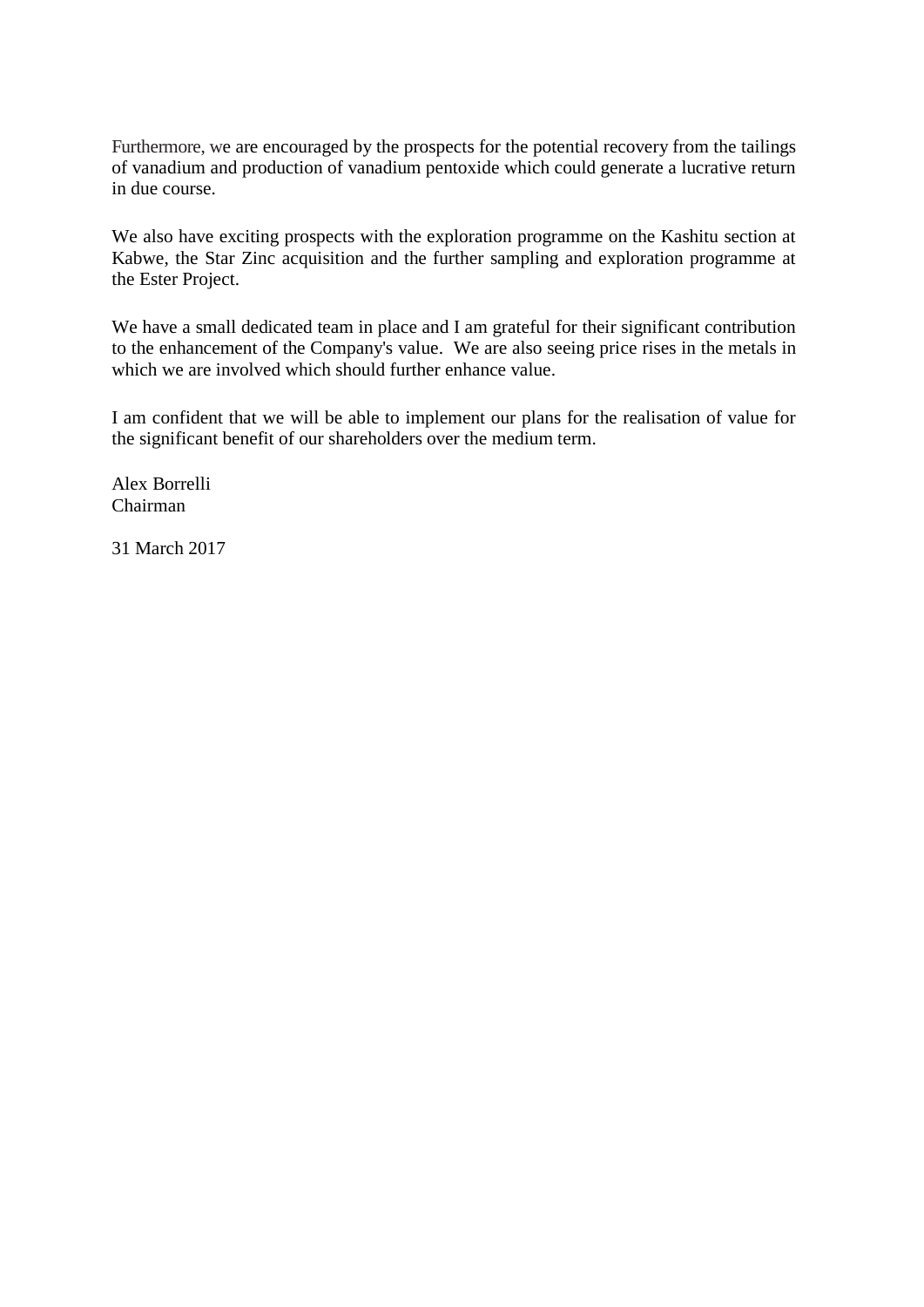Furthermore, we are encouraged by the prospects for the potential recovery from the tailings of vanadium and production of vanadium pentoxide which could generate a lucrative return in due course.

We also have exciting prospects with the exploration programme on the Kashitu section at Kabwe, the Star Zinc acquisition and the further sampling and exploration programme at the Ester Project.

We have a small dedicated team in place and I am grateful for their significant contribution to the enhancement of the Company's value. We are also seeing price rises in the metals in which we are involved which should further enhance value.

I am confident that we will be able to implement our plans for the realisation of value for the significant benefit of our shareholders over the medium term.

Alex Borrelli
Chairman

31 March 2017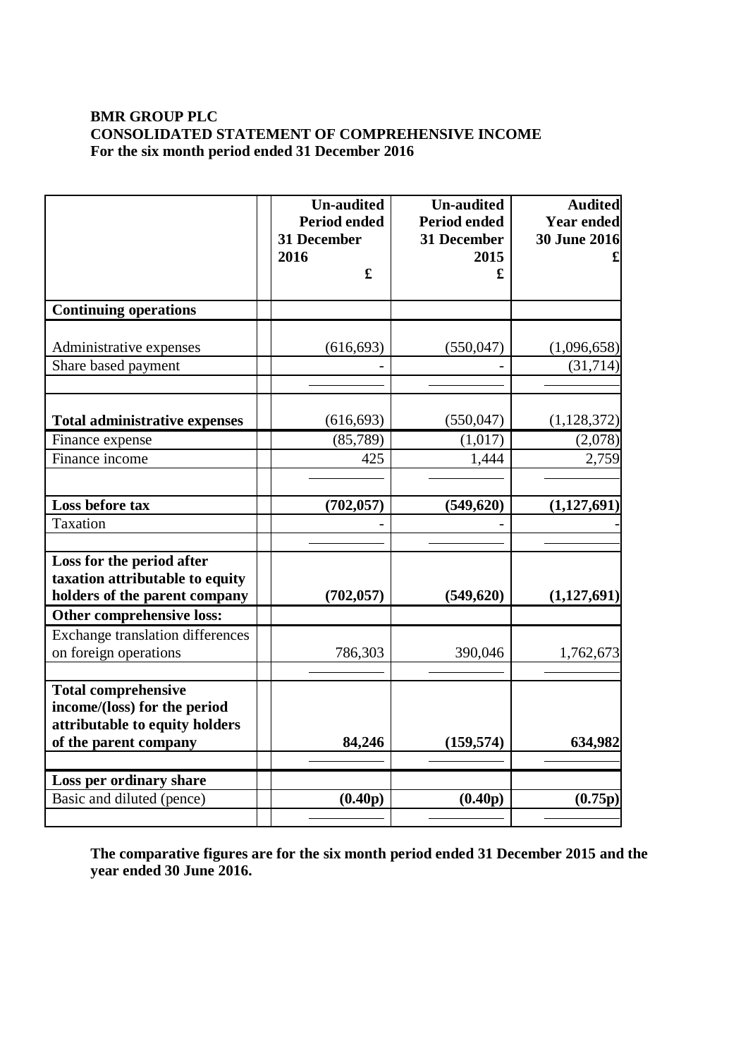**BMR GROUP PLC**
**CONSOLIDATED STATEMENT OF COMPREHENSIVE INCOME**
**For the six month period ended 31 December 2016**

| | Un-audited Period ended 31 December 2016 £ | Un-audited Period ended 31 December 2015 £ | Audited Year ended 30 June 2016 £ |
|---|---|---|---|
| **Continuing operations** | | | |
| Administrative expenses | (616,693) | (550,047) | (1,096,658) |
| Share based payment | - | - | (31,714) |
| **Total administrative expenses** | (616,693) | (550,047) | (1,128,372) |
| Finance expense | (85,789) | (1,017) | (2,078) |
| Finance income | 425 | 1,444 | 2,759 |
| **Loss before tax** | **(702,057)** | **(549,620)** | **(1,127,691)** |
| Taxation | - | - | - |
| **Loss for the period after taxation attributable to equity holders of the parent company** | **(702,057)** | **(549,620)** | **(1,127,691)** |
| **Other comprehensive loss:** | | | |
| Exchange translation differences on foreign operations | 786,303 | 390,046 | 1,762,673 |
| **Total comprehensive income/(loss) for the period attributable to equity holders of the parent company** | **84,246** | **(159,574)** | **634,982** |
| **Loss per ordinary share** | | | |
| Basic and diluted (pence) | **(0.40p)** | **(0.40p)** | **(0.75p)** |

**The comparative figures are for the six month period ended 31 December 2015 and the year ended 30 June 2016.**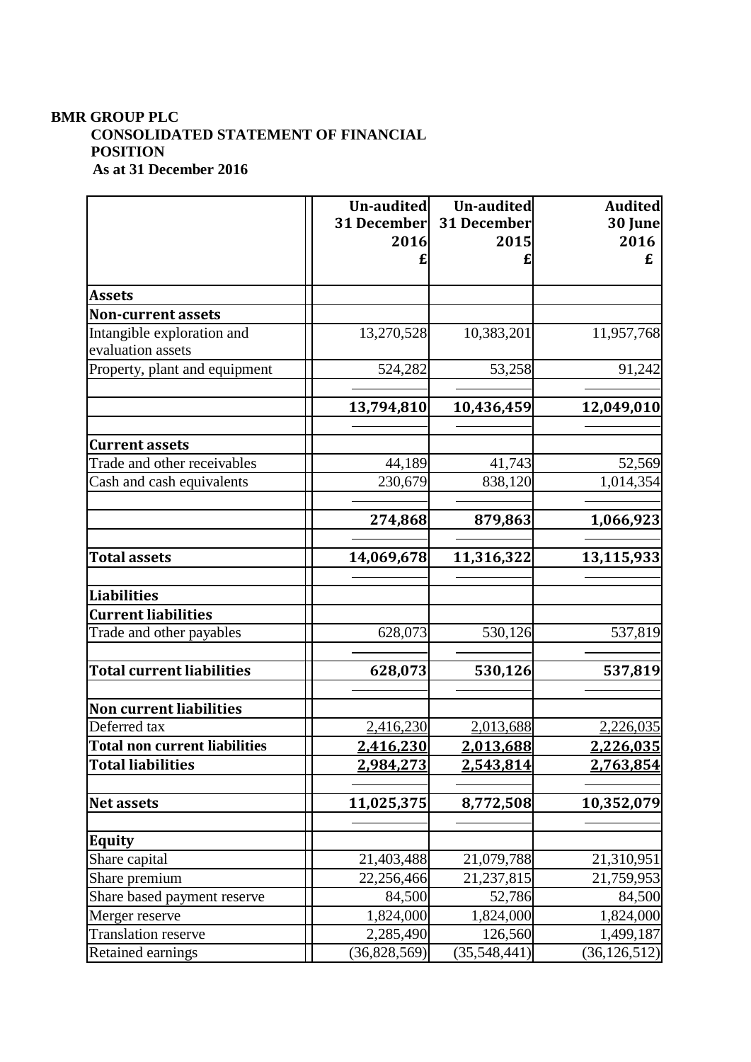**BMR GROUP PLC**

**CONSOLIDATED STATEMENT OF FINANCIAL POSITION**

**As at 31 December 2016**

| | Un-audited 31 December 2016 £ | Un-audited 31 December 2015 £ | Audited 30 June 2016 £ |
|---|---|---|---|
| **Assets** | | | |
| **Non-current assets** | | | |
| Intangible exploration and evaluation assets | 13,270,528 | 10,383,201 | 11,957,768 |
| Property, plant and equipment | 524,282 | 53,258 | 91,242 |
| | **13,794,810** | **10,436,459** | **12,049,010** |
| **Current assets** | | | |
| Trade and other receivables | 44,189 | 41,743 | 52,569 |
| Cash and cash equivalents | 230,679 | 838,120 | 1,014,354 |
| | **274,868** | **879,863** | **1,066,923** |
| **Total assets** | **14,069,678** | **11,316,322** | **13,115,933** |
| **Liabilities** | | | |
| **Current liabilities** | | | |
| Trade and other payables | 628,073 | 530,126 | 537,819 |
| **Total current liabilities** | **628,073** | **530,126** | **537,819** |
| **Non current liabilities** | | | |
| Deferred tax | 2,416,230 | 2,013,688 | 2,226,035 |
| **Total non current liabilities** | **2,416,230** | **2,013,688** | **2,226,035** |
| **Total liabilities** | **2,984,273** | **2,543,814** | **2,763,854** |
| **Net assets** | **11,025,375** | **8,772,508** | **10,352,079** |
| **Equity** | | | |
| Share capital | 21,403,488 | 21,079,788 | 21,310,951 |
| Share premium | 22,256,466 | 21,237,815 | 21,759,953 |
| Share based payment reserve | 84,500 | 52,786 | 84,500 |
| Merger reserve | 1,824,000 | 1,824,000 | 1,824,000 |
| Translation reserve | 2,285,490 | 126,560 | 1,499,187 |
| Retained earnings | (36,828,569) | (35,548,441) | (36,126,512) |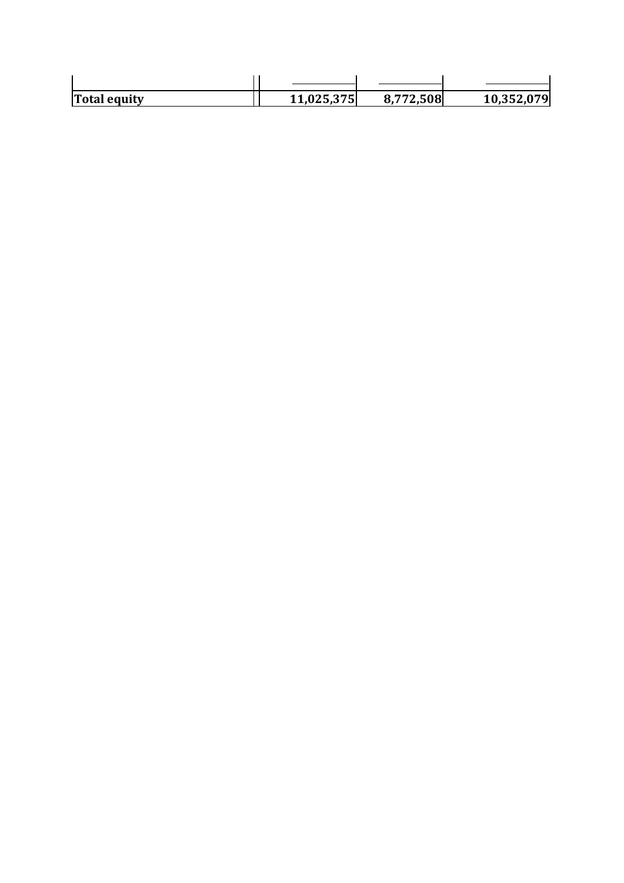| | | | | |
|---|---|---|---|---|
| **Total equity** | | **11,025,375** | **8,772,508** | **10,352,079** |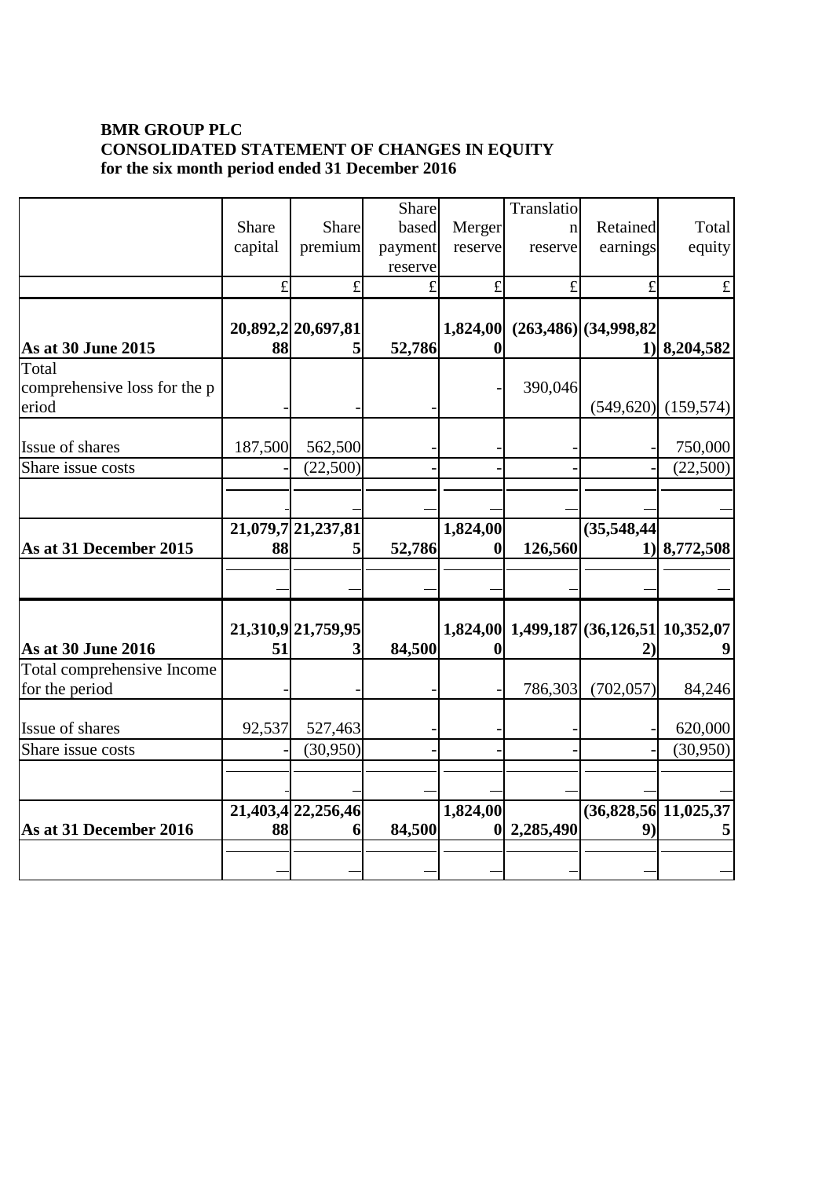**BMR GROUP PLC**
**CONSOLIDATED STATEMENT OF CHANGES IN EQUITY**
**for the six month period ended 31 December 2016**

| | Share capital | Share premium | Share based payment reserve | Merger reserve | Translation reserve | Retained earnings | Total equity |
|---|---|---|---|---|---|---|---|
| | £ | £ | £ | £ | £ | £ | £ |
| **As at 30 June 2015** | **20,892,288** | **20,697,815** | **52,786** | **1,824,000** | **(263,486)** | **(34,998,821)** | **8,204,582** |
| Total comprehensive loss for the period | - | - | - | - | 390,046 | (549,620) | (159,574) |
| Issue of shares | 187,500 | 562,500 | - | - | - | - | 750,000 |
| Share issue costs | - | (22,500) | - | - | - | - | (22,500) |
| **As at 31 December 2015** | **21,079,788** | **21,237,815** | **52,786** | **1,824,000** | **126,560** | **(35,548,441)** | **8,772,508** |
| **As at 30 June 2016** | **21,310,951** | **21,759,953** | **84,500** | **1,824,000** | **1,499,187** | **(36,126,512)** | **10,352,079** |
| Total comprehensive Income for the period | - | - | - | - | 786,303 | (702,057) | 84,246 |
| Issue of shares | 92,537 | 527,463 | - | - | - | - | 620,000 |
| Share issue costs | - | (30,950) | - | - | - | - | (30,950) |
| **As at 31 December 2016** | **21,403,488** | **22,256,466** | **84,500** | **1,824,000** | **2,285,490** | **(36,828,569)** | **11,025,375** |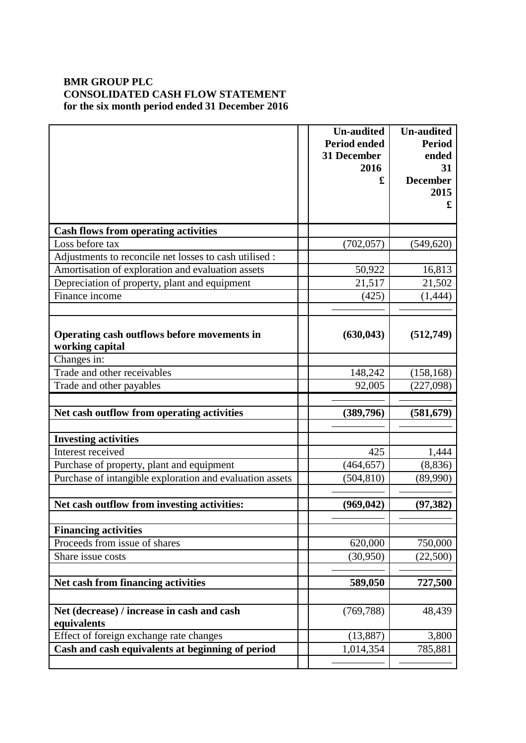**BMR GROUP PLC**
**CONSOLIDATED CASH FLOW STATEMENT**
**for the six month period ended 31 December 2016**

| | Un-audited Period ended 31 December 2016 £ | Un-audited Period ended 31 December 2015 £ |
|---|---:|---:|
| **Cash flows from operating activities** | | |
| Loss before tax | (702,057) | (549,620) |
| Adjustments to reconcile net losses to cash utilised : | | |
| Amortisation of exploration and evaluation assets | 50,922 | 16,813 |
| Depreciation of property, plant and equipment | 21,517 | 21,502 |
| Finance income | (425) | (1,444) |
| | | |
| **Operating cash outflows before movements in working capital** | **(630,043)** | **(512,749)** |
| Changes in: | | |
| Trade and other receivables | 148,242 | (158,168) |
| Trade and other payables | 92,005 | (227,098) |
| | | |
| **Net cash outflow from operating activities** | **(389,796)** | **(581,679)** |
| | | |
| **Investing activities** | | |
| Interest received | 425 | 1,444 |
| Purchase of property, plant and equipment | (464,657) | (8,836) |
| Purchase of intangible exploration and evaluation assets | (504,810) | (89,990) |
| | | |
| **Net cash outflow from investing activities:** | **(969,042)** | **(97,382)** |
| | | |
| **Financing activities** | | |
| Proceeds from issue of shares | 620,000 | 750,000 |
| Share issue costs | (30,950) | (22,500) |
| | | |
| **Net cash from financing activities** | **589,050** | **727,500** |
| | | |
| **Net (decrease) / increase in cash and cash equivalents** | (769,788) | 48,439 |
| Effect of foreign exchange rate changes | (13,887) | 3,800 |
| **Cash and cash equivalents at beginning of period** | 1,014,354 | 785,881 |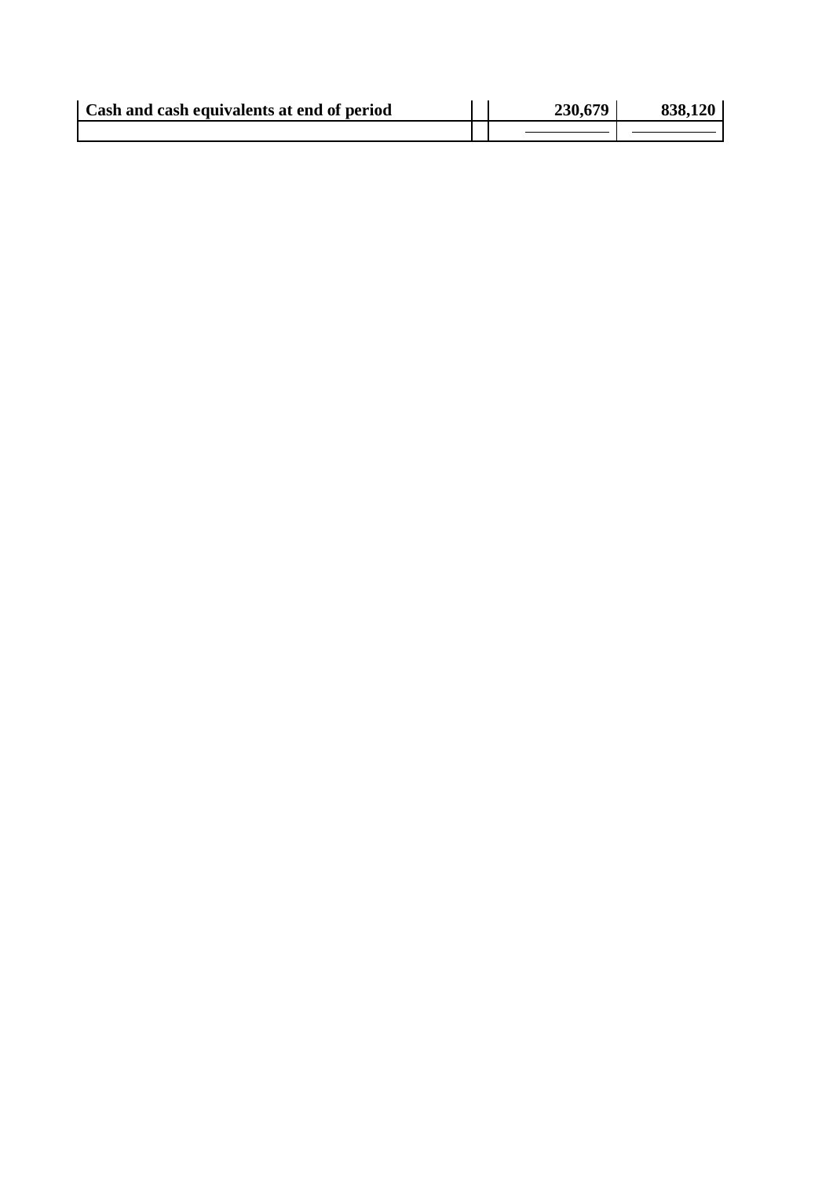|  |  |  |  |
| --- | --- | --- | --- |
| **Cash and cash equivalents at end of period** |  | **230,679** | **838,120** |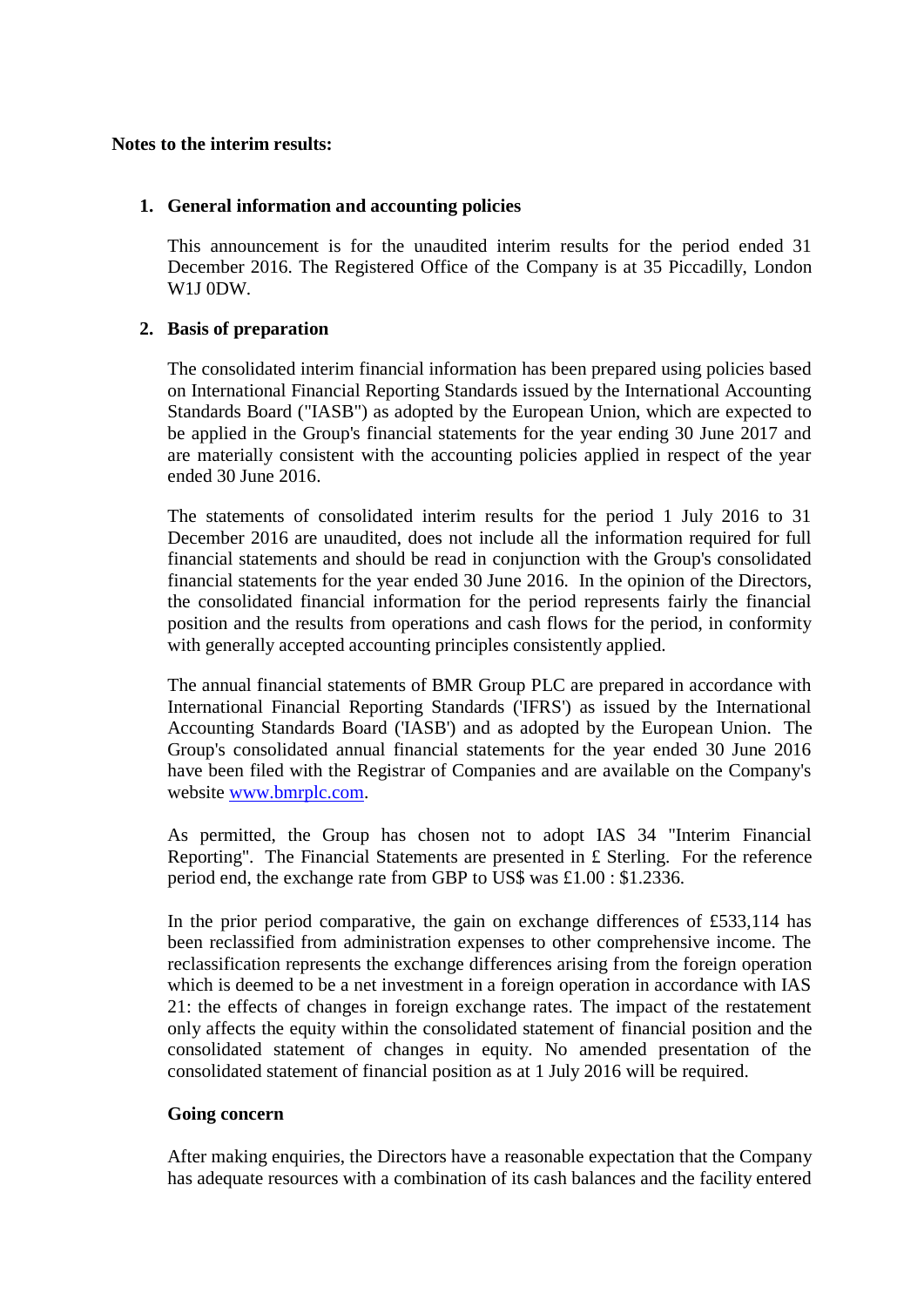**Notes to the interim results:**

1. **General information and accounting policies**

   This announcement is for the unaudited interim results for the period ended 31 December 2016. The Registered Office of the Company is at 35 Piccadilly, London W1J 0DW.

2. **Basis of preparation**

   The consolidated interim financial information has been prepared using policies based on International Financial Reporting Standards issued by the International Accounting Standards Board ("IASB") as adopted by the European Union, which are expected to be applied in the Group's financial statements for the year ending 30 June 2017 and are materially consistent with the accounting policies applied in respect of the year ended 30 June 2016.

   The statements of consolidated interim results for the period 1 July 2016 to 31 December 2016 are unaudited, does not include all the information required for full financial statements and should be read in conjunction with the Group's consolidated financial statements for the year ended 30 June 2016. In the opinion of the Directors, the consolidated financial information for the period represents fairly the financial position and the results from operations and cash flows for the period, in conformity with generally accepted accounting principles consistently applied.

   The annual financial statements of BMR Group PLC are prepared in accordance with International Financial Reporting Standards ('IFRS') as issued by the International Accounting Standards Board ('IASB') and as adopted by the European Union. The Group's consolidated annual financial statements for the year ended 30 June 2016 have been filed with the Registrar of Companies and are available on the Company's website [www.bmrplc.com](http://www.bmrplc.com).

   As permitted, the Group has chosen not to adopt IAS 34 "Interim Financial Reporting". The Financial Statements are presented in £ Sterling. For the reference period end, the exchange rate from GBP to US$ was £1.00 : $1.2336.

   In the prior period comparative, the gain on exchange differences of £533,114 has been reclassified from administration expenses to other comprehensive income. The reclassification represents the exchange differences arising from the foreign operation which is deemed to be a net investment in a foreign operation in accordance with IAS 21: the effects of changes in foreign exchange rates. The impact of the restatement only affects the equity within the consolidated statement of financial position and the consolidated statement of changes in equity. No amended presentation of the consolidated statement of financial position as at 1 July 2016 will be required.

   **Going concern**

   After making enquiries, the Directors have a reasonable expectation that the Company has adequate resources with a combination of its cash balances and the facility entered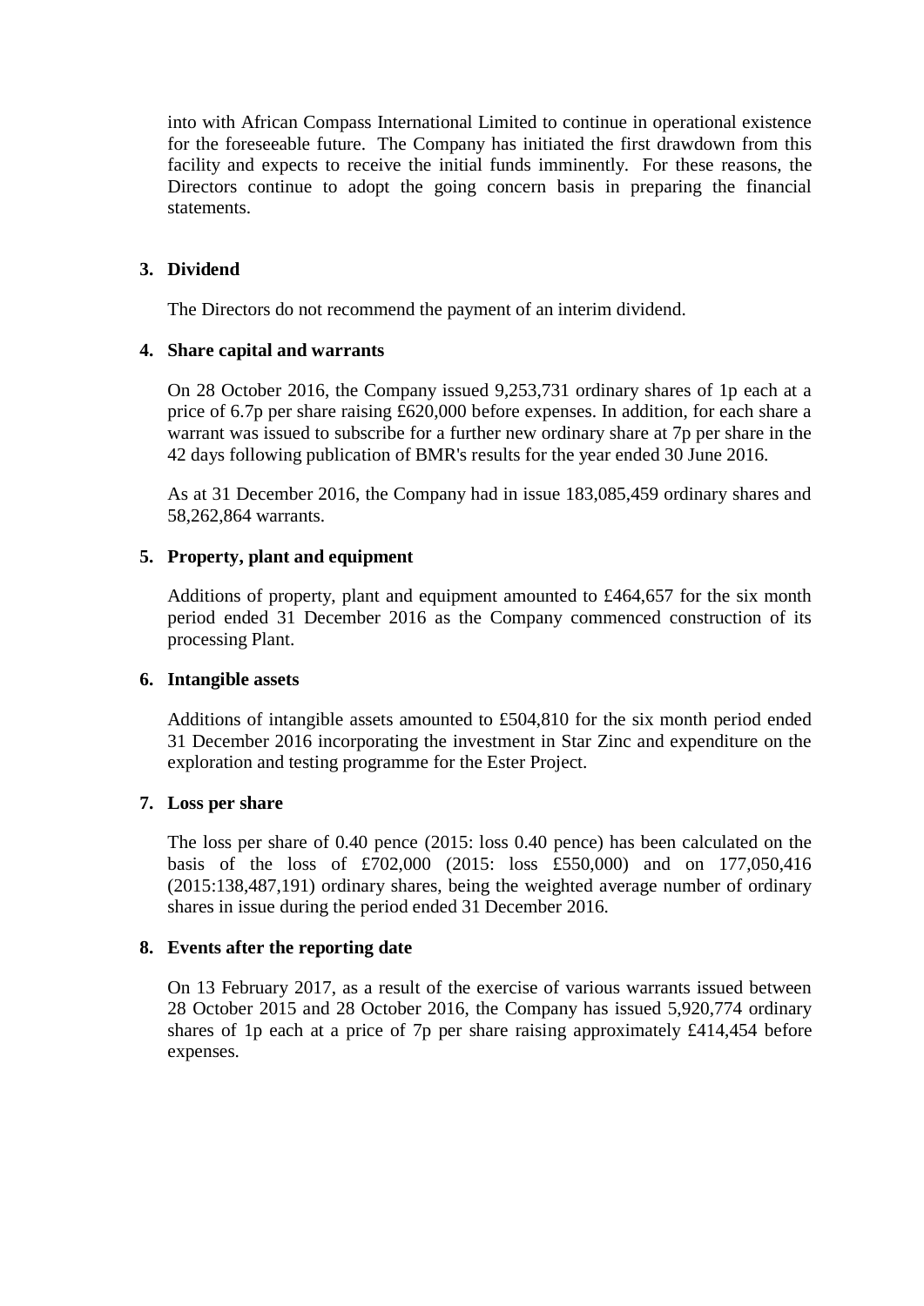into with African Compass International Limited to continue in operational existence for the foreseeable future. The Company has initiated the first drawdown from this facility and expects to receive the initial funds imminently. For these reasons, the Directors continue to adopt the going concern basis in preparing the financial statements.

**3. Dividend**

The Directors do not recommend the payment of an interim dividend.

**4. Share capital and warrants**

On 28 October 2016, the Company issued 9,253,731 ordinary shares of 1p each at a price of 6.7p per share raising £620,000 before expenses. In addition, for each share a warrant was issued to subscribe for a further new ordinary share at 7p per share in the 42 days following publication of BMR's results for the year ended 30 June 2016.

As at 31 December 2016, the Company had in issue 183,085,459 ordinary shares and 58,262,864 warrants.

**5. Property, plant and equipment**

Additions of property, plant and equipment amounted to £464,657 for the six month period ended 31 December 2016 as the Company commenced construction of its processing Plant.

**6. Intangible assets**

Additions of intangible assets amounted to £504,810 for the six month period ended 31 December 2016 incorporating the investment in Star Zinc and expenditure on the exploration and testing programme for the Ester Project.

**7. Loss per share**

The loss per share of 0.40 pence (2015: loss 0.40 pence) has been calculated on the basis of the loss of £702,000 (2015: loss £550,000) and on 177,050,416 (2015:138,487,191) ordinary shares, being the weighted average number of ordinary shares in issue during the period ended 31 December 2016.

**8. Events after the reporting date**

On 13 February 2017, as a result of the exercise of various warrants issued between 28 October 2015 and 28 October 2016, the Company has issued 5,920,774 ordinary shares of 1p each at a price of 7p per share raising approximately £414,454 before expenses.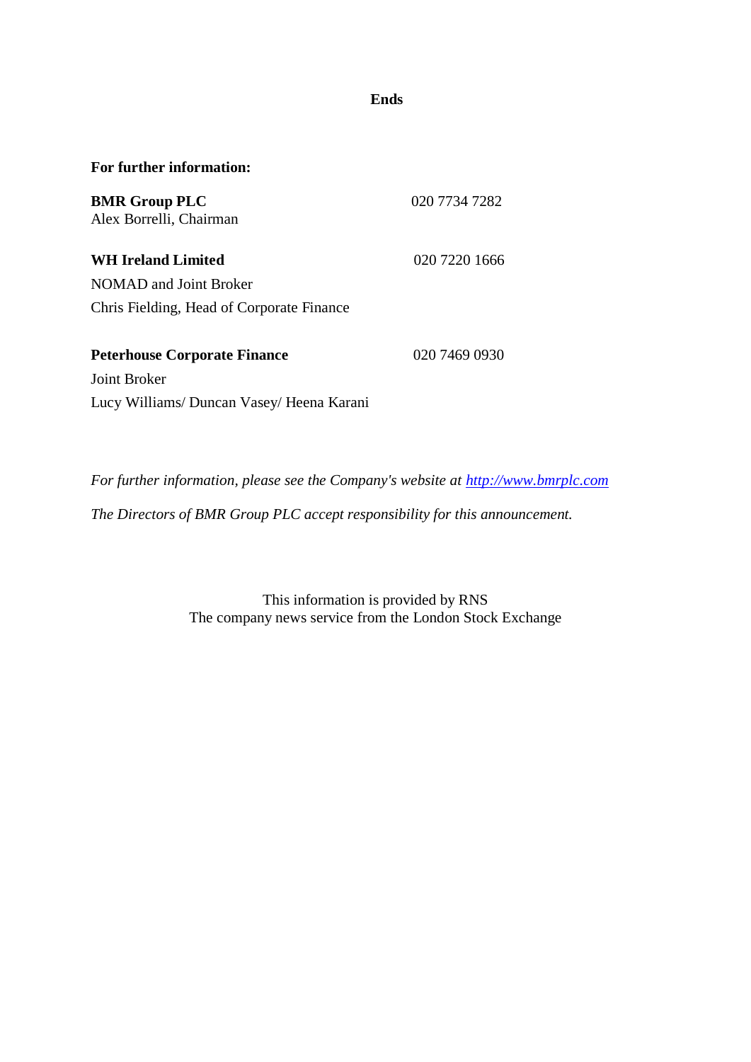**Ends**

**For further information:**

**BMR Group PLC** 020 7734 7282
Alex Borrelli, Chairman

**WH Ireland Limited** 020 7220 1666
NOMAD and Joint Broker
Chris Fielding, Head of Corporate Finance

**Peterhouse Corporate Finance** 020 7469 0930
Joint Broker
Lucy Williams/ Duncan Vasey/ Heena Karani

*For further information, please see the Company's website at [http://www.bmrplc.com](http://www.bmrplc.com)*

*The Directors of BMR Group PLC accept responsibility for this announcement.*

This information is provided by RNS
The company news service from the London Stock Exchange